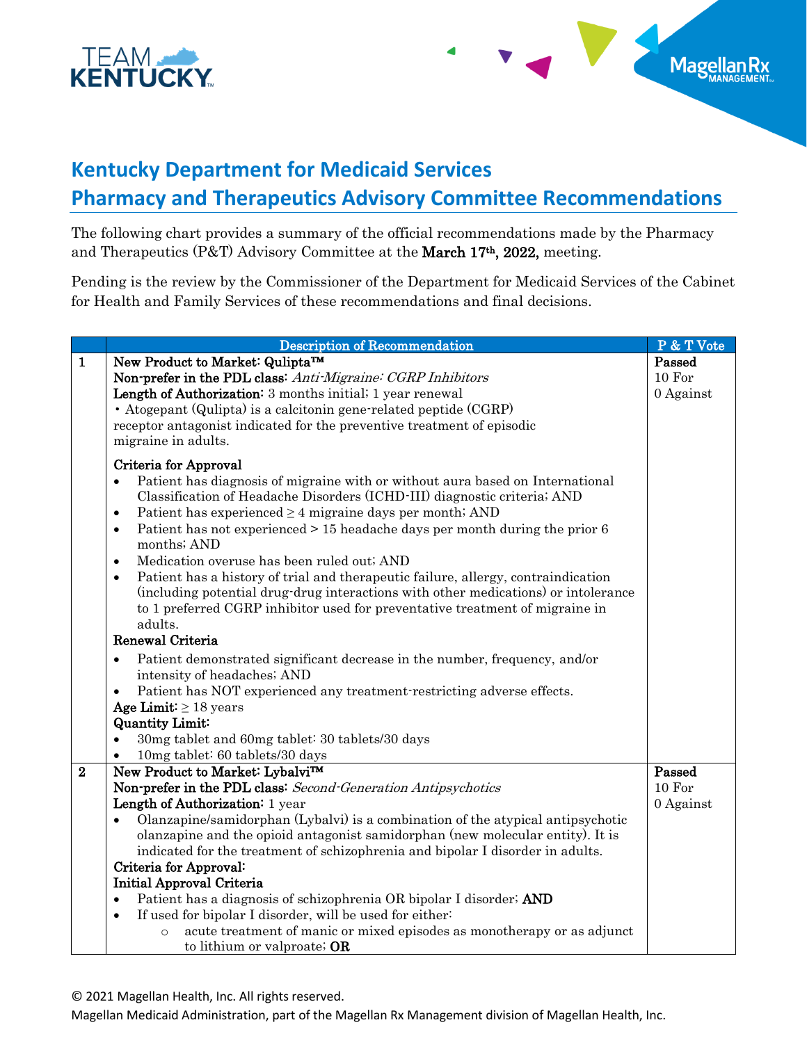# Kentucky Department for Medicaid Services
# Pharmacy and Therapeutics Advisory Committee Recommendations

The following chart provides a summary of the official recommendations made by the Pharmacy and Therapeutics (P&T) Advisory Committee at the **March 17th, 2022,** meeting.

Pending is the review by the Commissioner of the Department for Medicaid Services of the Cabinet for Health and Family Services of these recommendations and final decisions.

| | Description of Recommendation | P & T Vote |
|---|---|---|
| **1** | **New Product to Market: Qulipta™**<br>**Non-prefer in the PDL class:** *Anti-Migraine: CGRP Inhibitors*<br>**Length of Authorization:** 3 months initial; 1 year renewal<br>• Atogepant (Qulipta) is a calcitonin gene-related peptide (CGRP) receptor antagonist indicated for the preventive treatment of episodic migraine in adults.<br><br>**Criteria for Approval**<br>• Patient has diagnosis of migraine with or without aura based on International Classification of Headache Disorders (ICHD-III) diagnostic criteria; AND<br>• Patient has experienced ≥ 4 migraine days per month; AND<br>• Patient has not experienced > 15 headache days per month during the prior 6 months; AND<br>• Medication overuse has been ruled out; AND<br>• Patient has a history of trial and therapeutic failure, allergy, contraindication (including potential drug-drug interactions with other medications) or intolerance to 1 preferred CGRP inhibitor used for preventative treatment of migraine in adults.<br>**Renewal Criteria**<br>• Patient demonstrated significant decrease in the number, frequency, and/or intensity of headaches; AND<br>• Patient has NOT experienced any treatment-restricting adverse effects.<br>**Age Limit:** ≥ 18 years<br>**Quantity Limit:**<br>• 30mg tablet and 60mg tablet: 30 tablets/30 days<br>• 10mg tablet: 60 tablets/30 days | **Passed**<br>10 For<br>0 Against |
| **2** | **New Product to Market: Lybalvi™**<br>**Non-prefer in the PDL class:** *Second-Generation Antipsychotics*<br>**Length of Authorization:** 1 year<br>• Olanzapine/samidorphan (Lybalvi) is a combination of the atypical antipsychotic olanzapine and the opioid antagonist samidorphan (new molecular entity). It is indicated for the treatment of schizophrenia and bipolar I disorder in adults.<br>**Criteria for Approval:**<br>**Initial Approval Criteria**<br>• Patient has a diagnosis of schizophrenia OR bipolar I disorder; **AND**<br>• If used for bipolar I disorder, will be used for either:<br>&nbsp;&nbsp;&nbsp;&nbsp;○ acute treatment of manic or mixed episodes as monotherapy or as adjunct to lithium or valproate; **OR** | **Passed**<br>10 For<br>0 Against |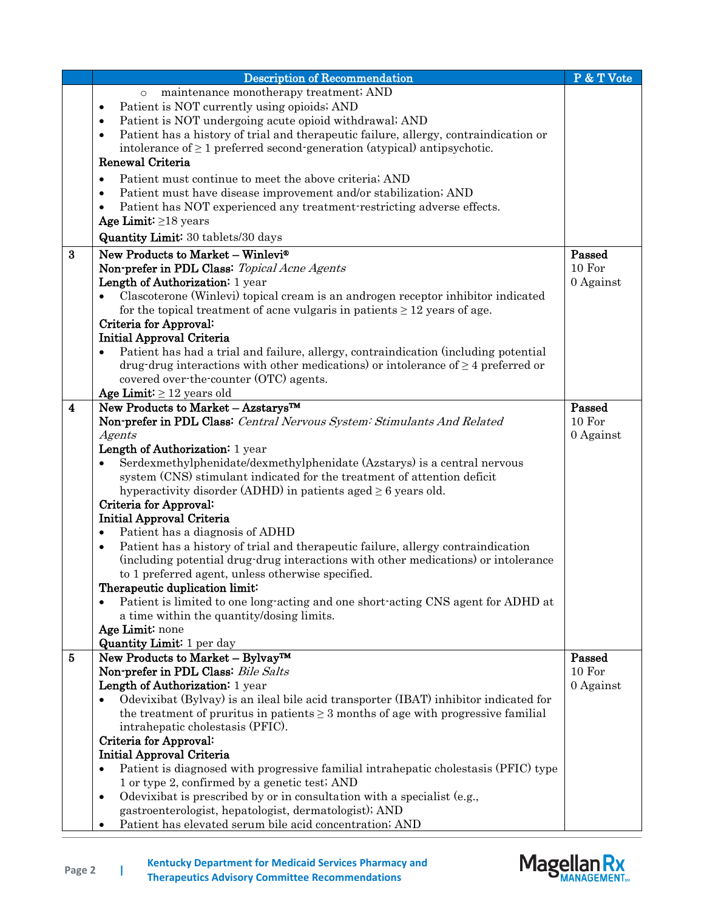|  | Description of Recommendation | P & T Vote |
|---|---|---|
|  | ○ maintenance monotherapy treatment; AND<br>• Patient is NOT currently using opioids; AND<br>• Patient is NOT undergoing acute opioid withdrawal; AND<br>• Patient has a history of trial and therapeutic failure, allergy, contraindication or intolerance of ≥ 1 preferred second-generation (atypical) antipsychotic.<br>**Renewal Criteria**<br>• Patient must continue to meet the above criteria; AND<br>• Patient must have disease improvement and/or stabilization; AND<br>• Patient has NOT experienced any treatment-restricting adverse effects.<br>**Age Limit:** ≥18 years<br>**Quantity Limit:** 30 tablets/30 days |  |
| 3 | **New Products to Market – Winlevi®**<br>**Non-prefer in PDL Class:** *Topical Acne Agents*<br>**Length of Authorization:** 1 year<br>• Clascoterone (Winlevi) topical cream is an androgen receptor inhibitor indicated for the topical treatment of acne vulgaris in patients ≥ 12 years of age.<br>**Criteria for Approval:**<br>**Initial Approval Criteria**<br>• Patient has had a trial and failure, allergy, contraindication (including potential drug-drug interactions with other medications) or intolerance of ≥ 4 preferred or covered over-the-counter (OTC) agents.<br>**Age Limit:** ≥ 12 years old | **Passed**<br>10 For<br>0 Against |
| 4 | **New Products to Market – Azstarys™**<br>**Non-prefer in PDL Class:** *Central Nervous System: Stimulants And Related Agents*<br>**Length of Authorization:** 1 year<br>• Serdexmethylphenidate/dexmethylphenidate (Azstarys) is a central nervous system (CNS) stimulant indicated for the treatment of attention deficit hyperactivity disorder (ADHD) in patients aged ≥ 6 years old.<br>**Criteria for Approval:**<br>**Initial Approval Criteria**<br>• Patient has a diagnosis of ADHD<br>• Patient has a history of trial and therapeutic failure, allergy contraindication (including potential drug-drug interactions with other medications) or intolerance to 1 preferred agent, unless otherwise specified.<br>**Therapeutic duplication limit:**<br>• Patient is limited to one long-acting and one short-acting CNS agent for ADHD at a time within the quantity/dosing limits.<br>**Age Limit:** none<br>**Quantity Limit:** 1 per day | **Passed**<br>10 For<br>0 Against |
| 5 | **New Products to Market – Bylvay™**<br>**Non-prefer in PDL Class:** *Bile Salts*<br>**Length of Authorization:** 1 year<br>• Odevixibat (Bylvay) is an ileal bile acid transporter (IBAT) inhibitor indicated for the treatment of pruritus in patients ≥ 3 months of age with progressive familial intrahepatic cholestasis (PFIC).<br>**Criteria for Approval:**<br>**Initial Approval Criteria**<br>• Patient is diagnosed with progressive familial intrahepatic cholestasis (PFIC) type 1 or type 2, confirmed by a genetic test; AND<br>• Odevixibat is prescribed by or in consultation with a specialist (e.g., gastroenterologist, hepatologist, dermatologist); AND<br>• Patient has elevated serum bile acid concentration; AND | **Passed**<br>10 For<br>0 Against |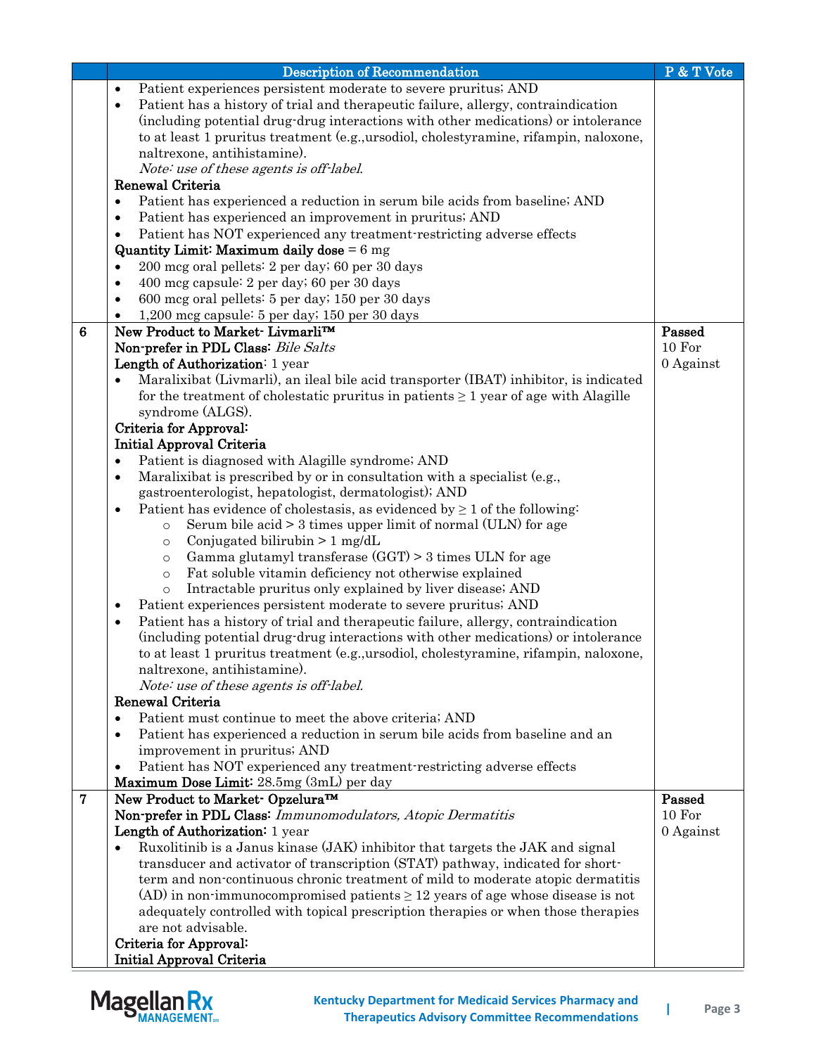| | Description of Recommendation | P & T Vote |
|---|---|---|
| | • Patient experiences persistent moderate to severe pruritus; AND<br>• Patient has a history of trial and therapeutic failure, allergy, contraindication (including potential drug-drug interactions with other medications) or intolerance to at least 1 pruritus treatment (e.g.,ursodiol, cholestyramine, rifampin, naloxone, naltrexone, antihistamine).<br>*Note: use of these agents is off-label.*<br>**Renewal Criteria**<br>• Patient has experienced a reduction in serum bile acids from baseline; AND<br>• Patient has experienced an improvement in pruritus; AND<br>• Patient has NOT experienced any treatment-restricting adverse effects<br>**Quantity Limit: Maximum daily dose** = 6 mg<br>• 200 mcg oral pellets: 2 per day; 60 per 30 days<br>• 400 mcg capsule: 2 per day; 60 per 30 days<br>• 600 mcg oral pellets: 5 per day; 150 per 30 days<br>• 1,200 mcg capsule: 5 per day; 150 per 30 days | |
| 6 | **New Product to Market- Livmarli™**<br>**Non-prefer in PDL Class:** *Bile Salts*<br>**Length of Authorization**: 1 year<br>• Maralixibat (Livmarli), an ileal bile acid transporter (IBAT) inhibitor, is indicated for the treatment of cholestatic pruritus in patients ≥ 1 year of age with Alagille syndrome (ALGS).<br>**Criteria for Approval:**<br>**Initial Approval Criteria**<br>• Patient is diagnosed with Alagille syndrome; AND<br>• Maralixibat is prescribed by or in consultation with a specialist (e.g., gastroenterologist, hepatologist, dermatologist); AND<br>• Patient has evidence of cholestasis, as evidenced by ≥ 1 of the following:<br>&nbsp;&nbsp;○ Serum bile acid > 3 times upper limit of normal (ULN) for age<br>&nbsp;&nbsp;○ Conjugated bilirubin > 1 mg/dL<br>&nbsp;&nbsp;○ Gamma glutamyl transferase (GGT) > 3 times ULN for age<br>&nbsp;&nbsp;○ Fat soluble vitamin deficiency not otherwise explained<br>&nbsp;&nbsp;○ Intractable pruritus only explained by liver disease; AND<br>• Patient experiences persistent moderate to severe pruritus; AND<br>• Patient has a history of trial and therapeutic failure, allergy, contraindication (including potential drug-drug interactions with other medications) or intolerance to at least 1 pruritus treatment (e.g.,ursodiol, cholestyramine, rifampin, naloxone, naltrexone, antihistamine).<br>*Note: use of these agents is off-label.*<br>**Renewal Criteria**<br>• Patient must continue to meet the above criteria; AND<br>• Patient has experienced a reduction in serum bile acids from baseline and an improvement in pruritus; AND<br>• Patient has NOT experienced any treatment-restricting adverse effects<br>**Maximum Dose Limit:** 28.5mg (3mL) per day | **Passed**<br>10 For<br>0 Against |
| 7 | **New Product to Market- Opzelura™**<br>**Non-prefer in PDL Class:** *Immunomodulators, Atopic Dermatitis*<br>**Length of Authorization:** 1 year<br>• Ruxolitinib is a Janus kinase (JAK) inhibitor that targets the JAK and signal transducer and activator of transcription (STAT) pathway, indicated for short-term and non-continuous chronic treatment of mild to moderate atopic dermatitis (AD) in non-immunocompromised patients ≥ 12 years of age whose disease is not adequately controlled with topical prescription therapies or when those therapies are not advisable.<br>**Criteria for Approval:**<br>**Initial Approval Criteria** | **Passed**<br>10 For<br>0 Against |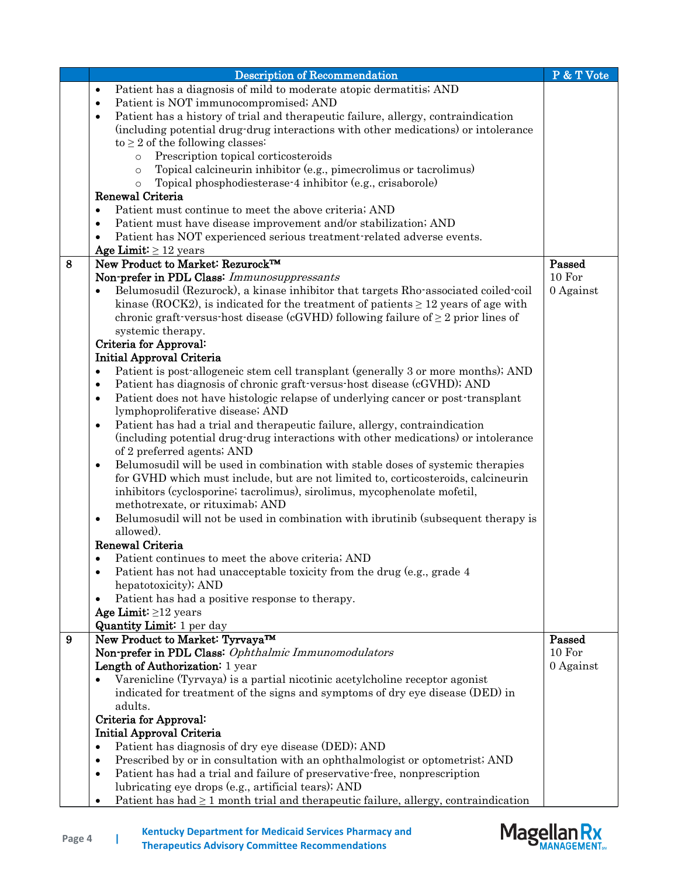| | Description of Recommendation | P & T Vote |
|---|---|---|
| | • Patient has a diagnosis of mild to moderate atopic dermatitis; AND<br>• Patient is NOT immunocompromised; AND<br>• Patient has a history of trial and therapeutic failure, allergy, contraindication (including potential drug-drug interactions with other medications) or intolerance to ≥ 2 of the following classes:<br>  ○ Prescription topical corticosteroids<br>  ○ Topical calcineurin inhibitor (e.g., pimecrolimus or tacrolimus)<br>  ○ Topical phosphodiesterase-4 inhibitor (e.g., crisaborole)<br>**Renewal Criteria**<br>• Patient must continue to meet the above criteria; AND<br>• Patient must have disease improvement and/or stabilization; AND<br>• Patient has NOT experienced serious treatment-related adverse events.<br>**Age Limit:** ≥ 12 years | |
| 8 | **New Product to Market: Rezurock™**<br>**Non-prefer in PDL Class:** *Immunosuppressants*<br>• Belumosudil (Rezurock), a kinase inhibitor that targets Rho-associated coiled-coil kinase (ROCK2), is indicated for the treatment of patients ≥ 12 years of age with chronic graft-versus-host disease (cGVHD) following failure of ≥ 2 prior lines of systemic therapy.<br>**Criteria for Approval:**<br>**Initial Approval Criteria**<br>• Patient is post-allogeneic stem cell transplant (generally 3 or more months); AND<br>• Patient has diagnosis of chronic graft-versus-host disease (cGVHD); AND<br>• Patient does not have histologic relapse of underlying cancer or post-transplant lymphoproliferative disease; AND<br>• Patient has had a trial and therapeutic failure, allergy, contraindication (including potential drug-drug interactions with other medications) or intolerance of 2 preferred agents; AND<br>• Belumosudil will be used in combination with stable doses of systemic therapies for GVHD which must include, but are not limited to, corticosteroids, calcineurin inhibitors (cyclosporine; tacrolimus), sirolimus, mycophenolate mofetil, methotrexate, or rituximab; AND<br>• Belumosudil will not be used in combination with ibrutinib (subsequent therapy is allowed).<br>**Renewal Criteria**<br>• Patient continues to meet the above criteria; AND<br>• Patient has not had unacceptable toxicity from the drug (e.g., grade 4 hepatotoxicity); AND<br>• Patient has had a positive response to therapy.<br>**Age Limit:** ≥12 years<br>**Quantity Limit:** 1 per day | **Passed**<br>10 For<br>0 Against |
| 9 | **New Product to Market: Tyrvaya™**<br>**Non-prefer in PDL Class:** *Ophthalmic Immunomodulators*<br>**Length of Authorization:** 1 year<br>• Varenicline (Tyrvaya) is a partial nicotinic acetylcholine receptor agonist indicated for treatment of the signs and symptoms of dry eye disease (DED) in adults.<br>**Criteria for Approval:**<br>**Initial Approval Criteria**<br>• Patient has diagnosis of dry eye disease (DED); AND<br>• Prescribed by or in consultation with an ophthalmologist or optometrist; AND<br>• Patient has had a trial and failure of preservative-free, nonprescription lubricating eye drops (e.g., artificial tears); AND<br>• Patient has had ≥ 1 month trial and therapeutic failure, allergy, contraindication | **Passed**<br>10 For<br>0 Against |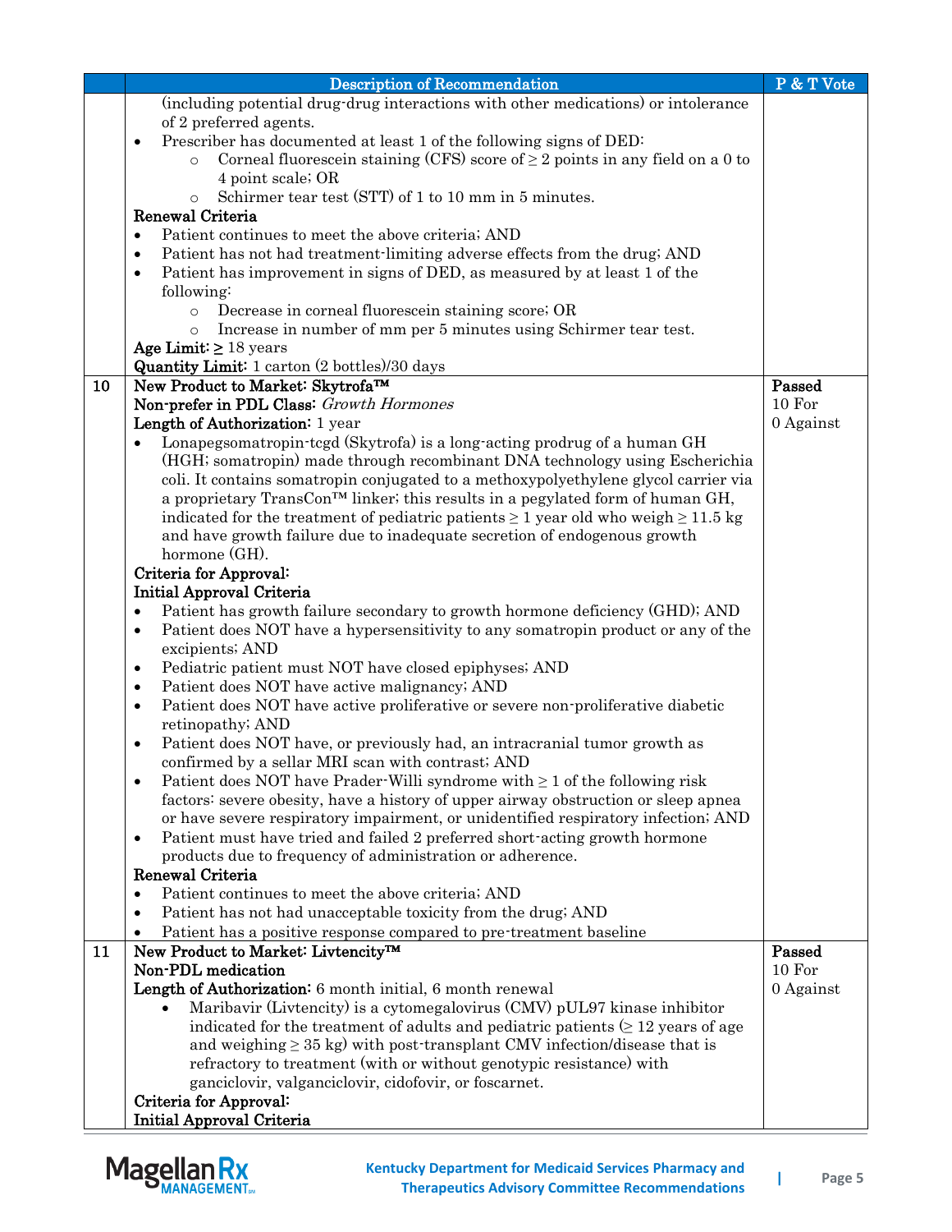|  | Description of Recommendation | P & T Vote |
|---|---|---|
|  | (including potential drug-drug interactions with other medications) or intolerance of 2 preferred agents.<br>• Prescriber has documented at least 1 of the following signs of DED:<br>&nbsp;&nbsp;&nbsp;&nbsp;○ Corneal fluorescein staining (CFS) score of ≥ 2 points in any field on a 0 to 4 point scale; OR<br>&nbsp;&nbsp;&nbsp;&nbsp;○ Schirmer tear test (STT) of 1 to 10 mm in 5 minutes.<br>**Renewal Criteria**<br>• Patient continues to meet the above criteria; AND<br>• Patient has not had treatment-limiting adverse effects from the drug; AND<br>• Patient has improvement in signs of DED, as measured by at least 1 of the following:<br>&nbsp;&nbsp;&nbsp;&nbsp;○ Decrease in corneal fluorescein staining score; OR<br>&nbsp;&nbsp;&nbsp;&nbsp;○ Increase in number of mm per 5 minutes using Schirmer tear test.<br>**Age Limit:** ≥ 18 years<br>**Quantity Limit:** 1 carton (2 bottles)/30 days |  |
| 10 | **New Product to Market: Skytrofa™**<br>**Non-prefer in PDL Class:** *Growth Hormones*<br>**Length of Authorization:** 1 year<br>• Lonapegsomatropin-tcgd (Skytrofa) is a long-acting prodrug of a human GH (HGH; somatropin) made through recombinant DNA technology using Escherichia coli. It contains somatropin conjugated to a methoxypolyethylene glycol carrier via a proprietary TransCon™ linker; this results in a pegylated form of human GH, indicated for the treatment of pediatric patients ≥ 1 year old who weigh ≥ 11.5 kg and have growth failure due to inadequate secretion of endogenous growth hormone (GH).<br>**Criteria for Approval:**<br>**Initial Approval Criteria**<br>• Patient has growth failure secondary to growth hormone deficiency (GHD); AND<br>• Patient does NOT have a hypersensitivity to any somatropin product or any of the excipients; AND<br>• Pediatric patient must NOT have closed epiphyses; AND<br>• Patient does NOT have active malignancy; AND<br>• Patient does NOT have active proliferative or severe non-proliferative diabetic retinopathy; AND<br>• Patient does NOT have, or previously had, an intracranial tumor growth as confirmed by a sellar MRI scan with contrast; AND<br>• Patient does NOT have Prader-Willi syndrome with ≥ 1 of the following risk factors: severe obesity, have a history of upper airway obstruction or sleep apnea or have severe respiratory impairment, or unidentified respiratory infection; AND<br>• Patient must have tried and failed 2 preferred short-acting growth hormone products due to frequency of administration or adherence.<br>**Renewal Criteria**<br>• Patient continues to meet the above criteria; AND<br>• Patient has not had unacceptable toxicity from the drug; AND<br>• Patient has a positive response compared to pre-treatment baseline | **Passed**<br>10 For<br>0 Against |
| 11 | **New Product to Market: Livtencity™**<br>**Non-PDL medication**<br>**Length of Authorization:** 6 month initial, 6 month renewal<br>• Maribavir (Livtencity) is a cytomegalovirus (CMV) pUL97 kinase inhibitor indicated for the treatment of adults and pediatric patients (≥ 12 years of age and weighing ≥ 35 kg) with post-transplant CMV infection/disease that is refractory to treatment (with or without genotypic resistance) with ganciclovir, valganciclovir, cidofovir, or foscarnet.<br>**Criteria for Approval:**<br>**Initial Approval Criteria** | **Passed**<br>10 For<br>0 Against |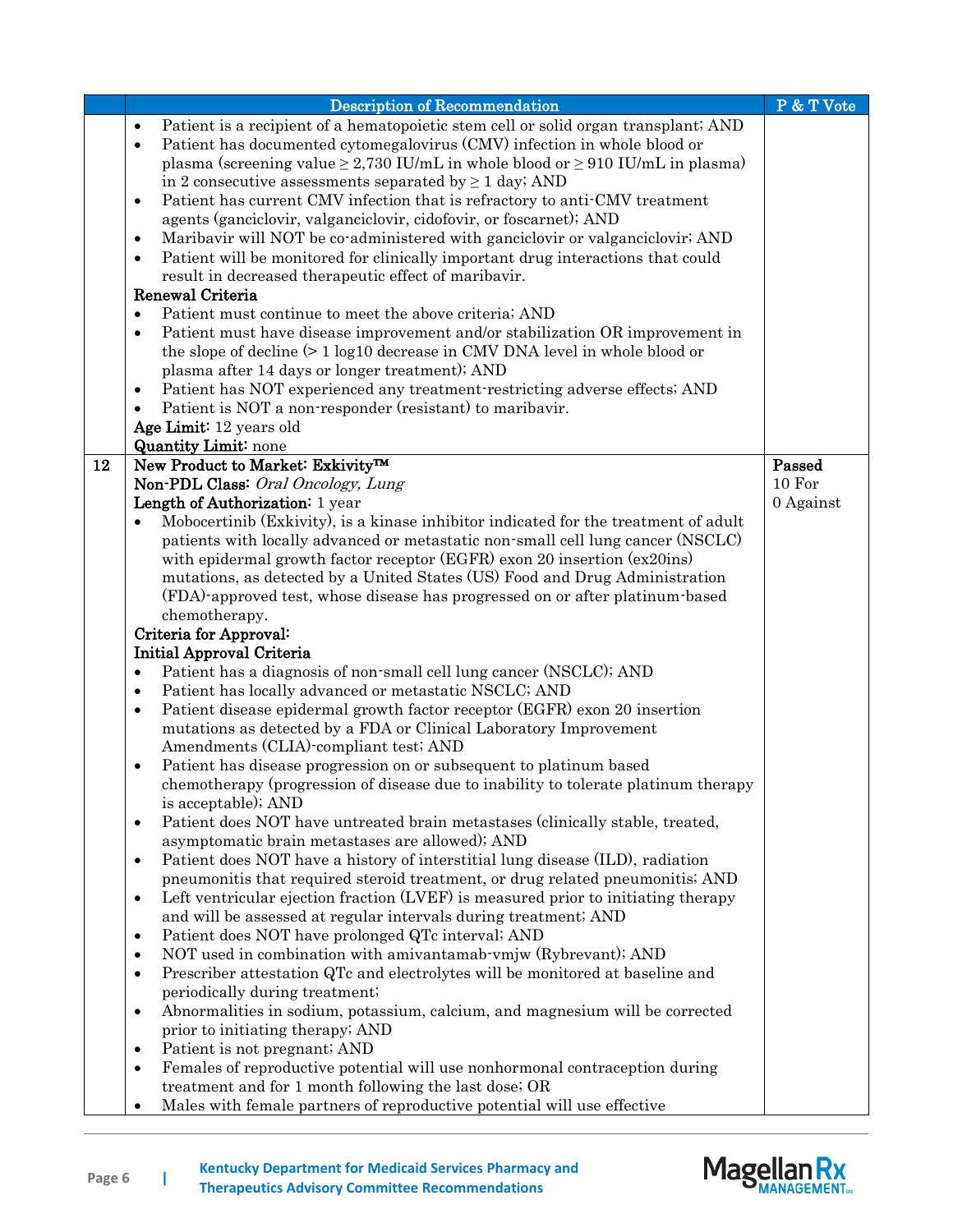| | Description of Recommendation | P & T Vote |
|---|---|---|
| | • Patient is a recipient of a hematopoietic stem cell or solid organ transplant; AND<br>• Patient has documented cytomegalovirus (CMV) infection in whole blood or plasma (screening value ≥ 2,730 IU/mL in whole blood or ≥ 910 IU/mL in plasma) in 2 consecutive assessments separated by ≥ 1 day; AND<br>• Patient has current CMV infection that is refractory to anti-CMV treatment agents (ganciclovir, valganciclovir, cidofovir, or foscarnet); AND<br>• Maribavir will NOT be co-administered with ganciclovir or valganciclovir; AND<br>• Patient will be monitored for clinically important drug interactions that could result in decreased therapeutic effect of maribavir.<br>**Renewal Criteria**<br>• Patient must continue to meet the above criteria; AND<br>• Patient must have disease improvement and/or stabilization OR improvement in the slope of decline (> 1 log10 decrease in CMV DNA level in whole blood or plasma after 14 days or longer treatment); AND<br>• Patient has NOT experienced any treatment-restricting adverse effects; AND<br>• Patient is NOT a non-responder (resistant) to maribavir.<br>**Age Limit:** 12 years old<br>**Quantity Limit:** none | |
| 12 | **New Product to Market: Exkivity™**<br>**Non-PDL Class:** *Oral Oncology, Lung*<br>**Length of Authorization:** 1 year<br>• Mobocertinib (Exkivity), is a kinase inhibitor indicated for the treatment of adult patients with locally advanced or metastatic non-small cell lung cancer (NSCLC) with epidermal growth factor receptor (EGFR) exon 20 insertion (ex20ins) mutations, as detected by a United States (US) Food and Drug Administration (FDA)-approved test, whose disease has progressed on or after platinum-based chemotherapy.<br>**Criteria for Approval:**<br>**Initial Approval Criteria**<br>• Patient has a diagnosis of non-small cell lung cancer (NSCLC); AND<br>• Patient has locally advanced or metastatic NSCLC; AND<br>• Patient disease epidermal growth factor receptor (EGFR) exon 20 insertion mutations as detected by a FDA or Clinical Laboratory Improvement Amendments (CLIA)-compliant test; AND<br>• Patient has disease progression on or subsequent to platinum based chemotherapy (progression of disease due to inability to tolerate platinum therapy is acceptable); AND<br>• Patient does NOT have untreated brain metastases (clinically stable, treated, asymptomatic brain metastases are allowed); AND<br>• Patient does NOT have a history of interstitial lung disease (ILD), radiation pneumonitis that required steroid treatment, or drug related pneumonitis; AND<br>• Left ventricular ejection fraction (LVEF) is measured prior to initiating therapy and will be assessed at regular intervals during treatment; AND<br>• Patient does NOT have prolonged QTc interval; AND<br>• NOT used in combination with amivantamab-vmjw (Rybrevant); AND<br>• Prescriber attestation QTc and electrolytes will be monitored at baseline and periodically during treatment;<br>• Abnormalities in sodium, potassium, calcium, and magnesium will be corrected prior to initiating therapy; AND<br>• Patient is not pregnant; AND<br>• Females of reproductive potential will use nonhormonal contraception during treatment and for 1 month following the last dose; OR<br>• Males with female partners of reproductive potential will use effective | **Passed**<br>10 For<br>0 Against |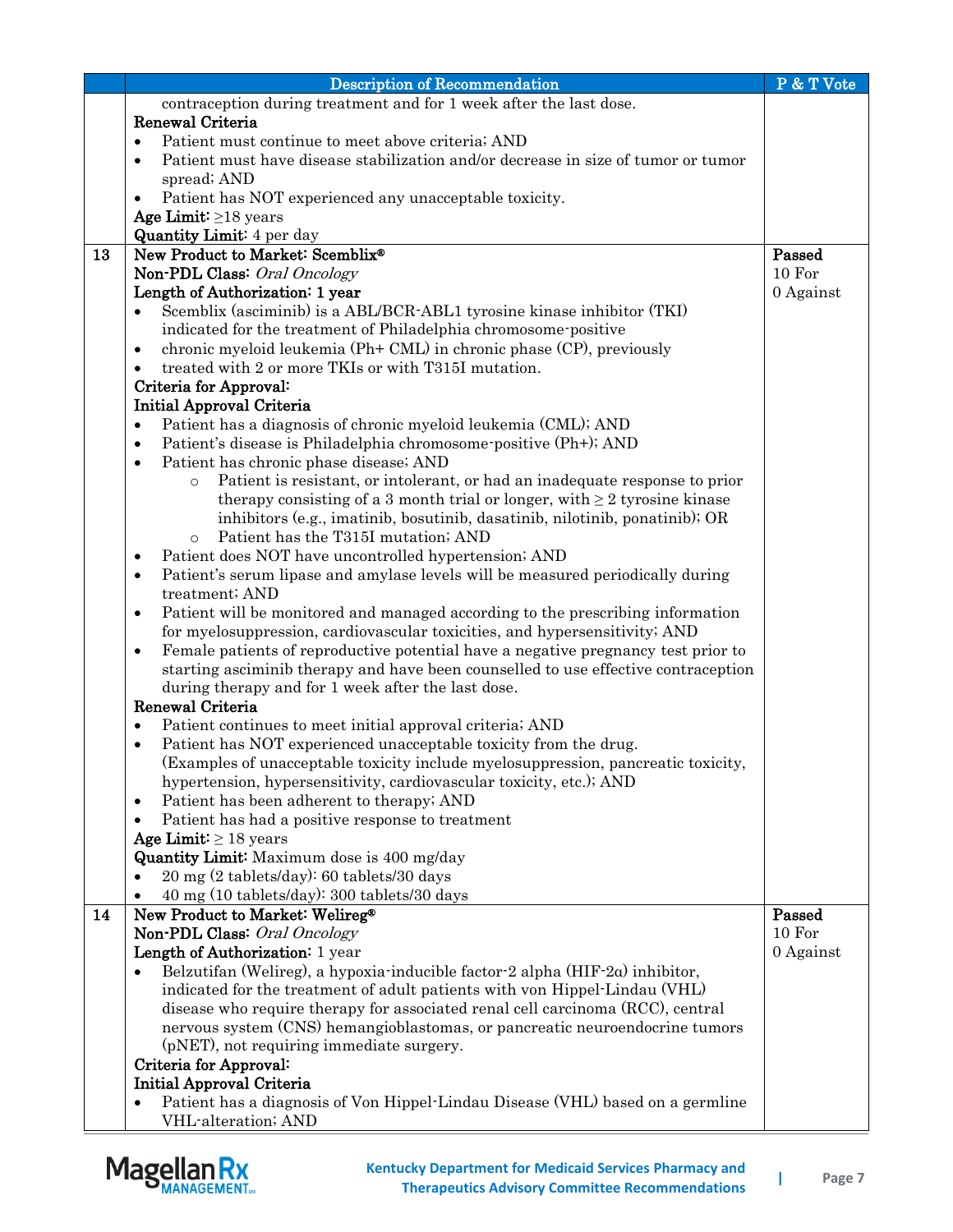| | Description of Recommendation | P & T Vote |
|---|---|---|
| | contraception during treatment and for 1 week after the last dose.<br>**Renewal Criteria**<br>• Patient must continue to meet above criteria; AND<br>• Patient must have disease stabilization and/or decrease in size of tumor or tumor spread; AND<br>• Patient has NOT experienced any unacceptable toxicity.<br>**Age Limit:** ≥18 years<br>**Quantity Limit:** 4 per day | |
| 13 | **New Product to Market: Scemblix®**<br>**Non-PDL Class:** *Oral Oncology*<br>**Length of Authorization: 1 year**<br>• Scemblix (asciminib) is a ABL/BCR-ABL1 tyrosine kinase inhibitor (TKI) indicated for the treatment of Philadelphia chromosome-positive<br>• chronic myeloid leukemia (Ph+ CML) in chronic phase (CP), previously<br>• treated with 2 or more TKIs or with T315I mutation.<br>**Criteria for Approval:**<br>**Initial Approval Criteria**<br>• Patient has a diagnosis of chronic myeloid leukemia (CML); AND<br>• Patient's disease is Philadelphia chromosome-positive (Ph+); AND<br>• Patient has chronic phase disease; AND<br>&nbsp;&nbsp;&nbsp;&nbsp;○ Patient is resistant, or intolerant, or had an inadequate response to prior therapy consisting of a 3 month trial or longer, with ≥ 2 tyrosine kinase inhibitors (e.g., imatinib, bosutinib, dasatinib, nilotinib, ponatinib); OR<br>&nbsp;&nbsp;&nbsp;&nbsp;○ Patient has the T315I mutation; AND<br>• Patient does NOT have uncontrolled hypertension; AND<br>• Patient's serum lipase and amylase levels will be measured periodically during treatment; AND<br>• Patient will be monitored and managed according to the prescribing information for myelosuppression, cardiovascular toxicities, and hypersensitivity; AND<br>• Female patients of reproductive potential have a negative pregnancy test prior to starting asciminib therapy and have been counselled to use effective contraception during therapy and for 1 week after the last dose.<br>**Renewal Criteria**<br>• Patient continues to meet initial approval criteria; AND<br>• Patient has NOT experienced unacceptable toxicity from the drug. (Examples of unacceptable toxicity include myelosuppression, pancreatic toxicity, hypertension, hypersensitivity, cardiovascular toxicity, etc.); AND<br>• Patient has been adherent to therapy; AND<br>• Patient has had a positive response to treatment<br>**Age Limit:** ≥ 18 years<br>**Quantity Limit:** Maximum dose is 400 mg/day<br>• 20 mg (2 tablets/day): 60 tablets/30 days<br>• 40 mg (10 tablets/day): 300 tablets/30 days | **Passed**<br>10 For<br>0 Against |
| 14 | **New Product to Market: Welireg®**<br>**Non-PDL Class:** *Oral Oncology*<br>**Length of Authorization:** 1 year<br>• Belzutifan (Welireg), a hypoxia-inducible factor-2 alpha (HIF-2α) inhibitor, indicated for the treatment of adult patients with von Hippel-Lindau (VHL) disease who require therapy for associated renal cell carcinoma (RCC), central nervous system (CNS) hemangioblastomas, or pancreatic neuroendocrine tumors (pNET), not requiring immediate surgery.<br>**Criteria for Approval:**<br>**Initial Approval Criteria**<br>• Patient has a diagnosis of Von Hippel-Lindau Disease (VHL) based on a germline VHL-alteration; AND | **Passed**<br>10 For<br>0 Against |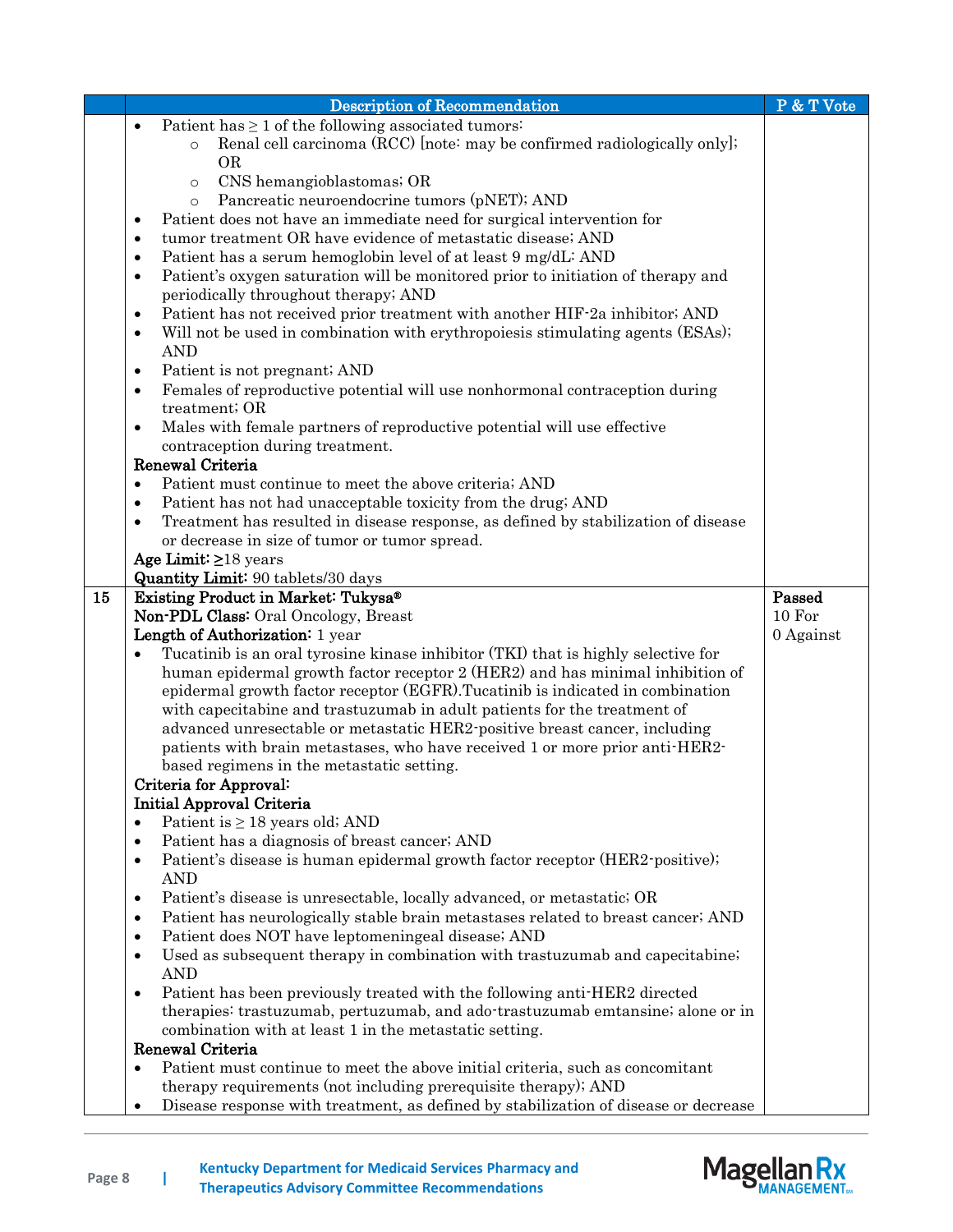| | Description of Recommendation | P & T Vote |
|---|---|---|
| | • Patient has ≥ 1 of the following associated tumors:<br>○ Renal cell carcinoma (RCC) [note: may be confirmed radiologically only]; OR<br>○ CNS hemangioblastomas; OR<br>○ Pancreatic neuroendocrine tumors (pNET); AND<br>• Patient does not have an immediate need for surgical intervention for<br>• tumor treatment OR have evidence of metastatic disease; AND<br>• Patient has a serum hemoglobin level of at least 9 mg/dL: AND<br>• Patient's oxygen saturation will be monitored prior to initiation of therapy and periodically throughout therapy; AND<br>• Patient has not received prior treatment with another HIF-2a inhibitor; AND<br>• Will not be used in combination with erythropoiesis stimulating agents (ESAs); AND<br>• Patient is not pregnant; AND<br>• Females of reproductive potential will use nonhormonal contraception during treatment; OR<br>• Males with female partners of reproductive potential will use effective contraception during treatment.<br>**Renewal Criteria**<br>• Patient must continue to meet the above criteria; AND<br>• Patient has not had unacceptable toxicity from the drug; AND<br>• Treatment has resulted in disease response, as defined by stabilization of disease or decrease in size of tumor or tumor spread.<br>**Age Limit:** ≥18 years<br>**Quantity Limit:** 90 tablets/30 days | |
| 15 | **Existing Product in Market: Tukysa®**<br>**Non-PDL Class:** Oral Oncology, Breast<br>**Length of Authorization:** 1 year<br>• Tucatinib is an oral tyrosine kinase inhibitor (TKI) that is highly selective for human epidermal growth factor receptor 2 (HER2) and has minimal inhibition of epidermal growth factor receptor (EGFR).Tucatinib is indicated in combination with capecitabine and trastuzumab in adult patients for the treatment of advanced unresectable or metastatic HER2-positive breast cancer, including patients with brain metastases, who have received 1 or more prior anti-HER2-based regimens in the metastatic setting.<br>**Criteria for Approval:**<br>**Initial Approval Criteria**<br>• Patient is ≥ 18 years old; AND<br>• Patient has a diagnosis of breast cancer; AND<br>• Patient's disease is human epidermal growth factor receptor (HER2-positive); AND<br>• Patient's disease is unresectable, locally advanced, or metastatic; OR<br>• Patient has neurologically stable brain metastases related to breast cancer; AND<br>• Patient does NOT have leptomeningeal disease; AND<br>• Used as subsequent therapy in combination with trastuzumab and capecitabine; AND<br>• Patient has been previously treated with the following anti-HER2 directed therapies: trastuzumab, pertuzumab, and ado-trastuzumab emtansine; alone or in combination with at least 1 in the metastatic setting.<br>**Renewal Criteria**<br>• Patient must continue to meet the above initial criteria, such as concomitant therapy requirements (not including prerequisite therapy); AND<br>• Disease response with treatment, as defined by stabilization of disease or decrease | **Passed**<br>10 For<br>0 Against |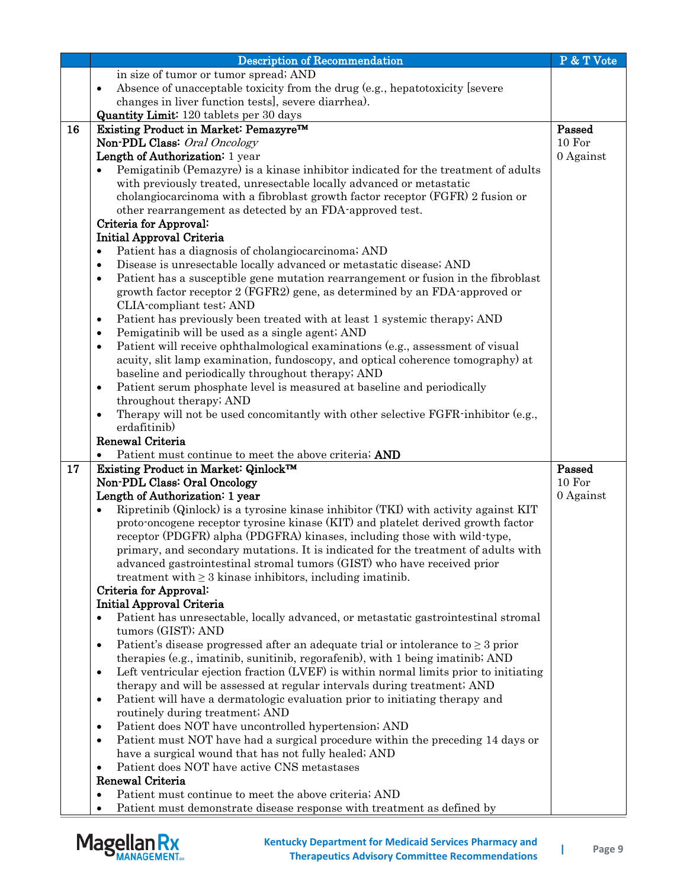| | Description of Recommendation | P & T Vote |
|---|---|---|
| | in size of tumor or tumor spread; AND<br>• Absence of unacceptable toxicity from the drug (e.g., hepatotoxicity [severe changes in liver function tests], severe diarrhea).<br>**Quantity Limit:** 120 tablets per 30 days | |
| **16** | **Existing Product in Market: Pemazyre™**<br>**Non-PDL Class:** *Oral Oncology*<br>**Length of Authorization:** 1 year<br>• Pemigatinib (Pemazyre) is a kinase inhibitor indicated for the treatment of adults with previously treated, unresectable locally advanced or metastatic cholangiocarcinoma with a fibroblast growth factor receptor (FGFR) 2 fusion or other rearrangement as detected by an FDA-approved test.<br>**Criteria for Approval:**<br>**Initial Approval Criteria**<br>• Patient has a diagnosis of cholangiocarcinoma; AND<br>• Disease is unresectable locally advanced or metastatic disease; AND<br>• Patient has a susceptible gene mutation rearrangement or fusion in the fibroblast growth factor receptor 2 (FGFR2) gene, as determined by an FDA-approved or CLIA-compliant test; AND<br>• Patient has previously been treated with at least 1 systemic therapy; AND<br>• Pemigatinib will be used as a single agent; AND<br>• Patient will receive ophthalmological examinations (e.g., assessment of visual acuity, slit lamp examination, fundoscopy, and optical coherence tomography) at baseline and periodically throughout therapy; AND<br>• Patient serum phosphate level is measured at baseline and periodically throughout therapy; AND<br>• Therapy will not be used concomitantly with other selective FGFR-inhibitor (e.g., erdafitinib)<br>**Renewal Criteria**<br>• Patient must continue to meet the above criteria; **AND** | **Passed**<br>10 For<br>0 Against |
| **17** | **Existing Product in Market: Qinlock™**<br>**Non-PDL Class: Oral Oncology**<br>**Length of Authorization: 1 year**<br>• Ripretinib (Qinlock) is a tyrosine kinase inhibitor (TKI) with activity against KIT proto-oncogene receptor tyrosine kinase (KIT) and platelet derived growth factor receptor (PDGFR) alpha (PDGFRA) kinases, including those with wild-type, primary, and secondary mutations. It is indicated for the treatment of adults with advanced gastrointestinal stromal tumors (GIST) who have received prior treatment with ≥ 3 kinase inhibitors, including imatinib.<br>**Criteria for Approval:**<br>**Initial Approval Criteria**<br>• Patient has unresectable, locally advanced, or metastatic gastrointestinal stromal tumors (GIST); AND<br>• Patient's disease progressed after an adequate trial or intolerance to ≥ 3 prior therapies (e.g., imatinib, sunitinib, regorafenib), with 1 being imatinib; AND<br>• Left ventricular ejection fraction (LVEF) is within normal limits prior to initiating therapy and will be assessed at regular intervals during treatment; AND<br>• Patient will have a dermatologic evaluation prior to initiating therapy and routinely during treatment; AND<br>• Patient does NOT have uncontrolled hypertension; AND<br>• Patient must NOT have had a surgical procedure within the preceding 14 days or have a surgical wound that has not fully healed; AND<br>• Patient does NOT have active CNS metastases<br>**Renewal Criteria**<br>• Patient must continue to meet the above criteria; AND<br>• Patient must demonstrate disease response with treatment as defined by | **Passed**<br>10 For<br>0 Against |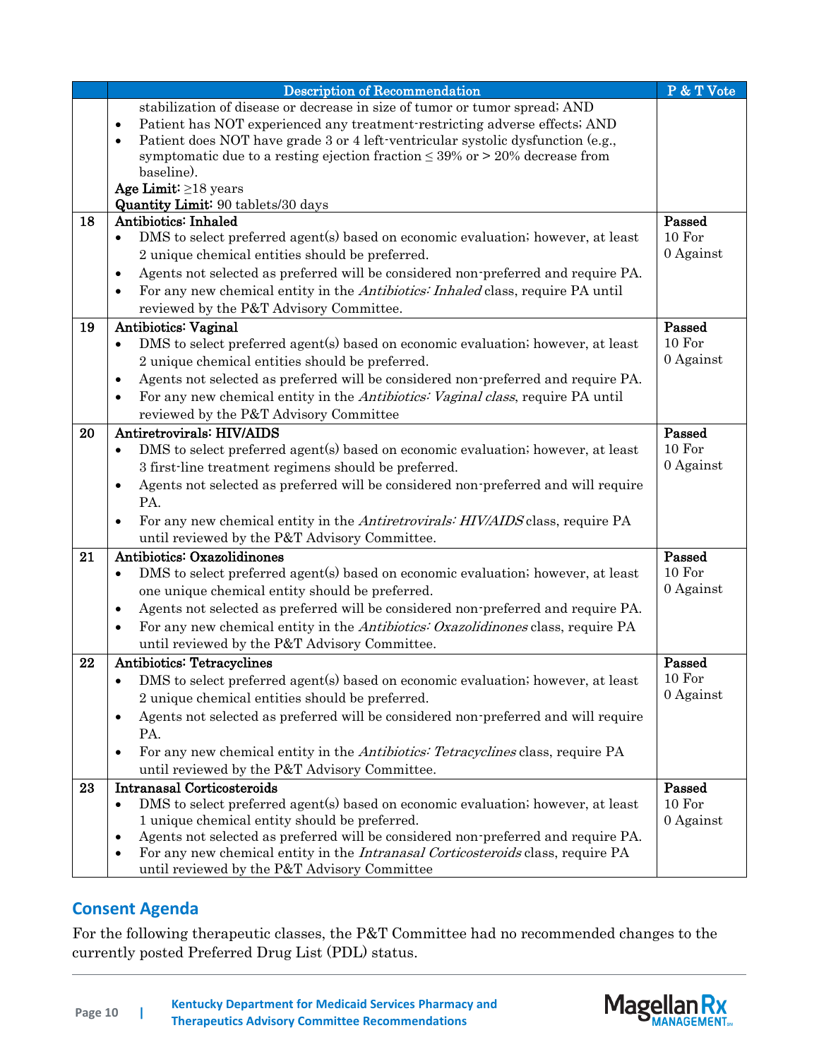| | Description of Recommendation | P & T Vote |
|---|---|---|
| | stabilization of disease or decrease in size of tumor or tumor spread; AND<br>• Patient has NOT experienced any treatment-restricting adverse effects; AND<br>• Patient does NOT have grade 3 or 4 left-ventricular systolic dysfunction (e.g., symptomatic due to a resting ejection fraction ≤ 39% or > 20% decrease from baseline).<br>**Age Limit:** ≥18 years<br>**Quantity Limit:** 90 tablets/30 days | |
| 18 | **Antibiotics: Inhaled**<br>• DMS to select preferred agent(s) based on economic evaluation; however, at least 2 unique chemical entities should be preferred.<br>• Agents not selected as preferred will be considered non-preferred and require PA.<br>• For any new chemical entity in the *Antibiotics: Inhaled* class, require PA until reviewed by the P&T Advisory Committee. | **Passed**<br>10 For<br>0 Against |
| 19 | **Antibiotics: Vaginal**<br>• DMS to select preferred agent(s) based on economic evaluation; however, at least 2 unique chemical entities should be preferred.<br>• Agents not selected as preferred will be considered non-preferred and require PA.<br>• For any new chemical entity in the *Antibiotics: Vaginal class*, require PA until reviewed by the P&T Advisory Committee | **Passed**<br>10 For<br>0 Against |
| 20 | **Antiretrovirals: HIV/AIDS**<br>• DMS to select preferred agent(s) based on economic evaluation; however, at least 3 first-line treatment regimens should be preferred.<br>• Agents not selected as preferred will be considered non-preferred and will require PA.<br>• For any new chemical entity in the *Antiretrovirals: HIV/AIDS* class, require PA until reviewed by the P&T Advisory Committee. | **Passed**<br>10 For<br>0 Against |
| 21 | **Antibiotics: Oxazolidinones**<br>• DMS to select preferred agent(s) based on economic evaluation; however, at least one unique chemical entity should be preferred.<br>• Agents not selected as preferred will be considered non-preferred and require PA.<br>• For any new chemical entity in the *Antibiotics: Oxazolidinones* class, require PA until reviewed by the P&T Advisory Committee. | **Passed**<br>10 For<br>0 Against |
| 22 | **Antibiotics: Tetracyclines**<br>• DMS to select preferred agent(s) based on economic evaluation; however, at least 2 unique chemical entities should be preferred.<br>• Agents not selected as preferred will be considered non-preferred and will require PA.<br>• For any new chemical entity in the *Antibiotics: Tetracyclines* class, require PA until reviewed by the P&T Advisory Committee. | **Passed**<br>10 For<br>0 Against |
| 23 | **Intranasal Corticosteroids**<br>• DMS to select preferred agent(s) based on economic evaluation; however, at least 1 unique chemical entity should be preferred.<br>• Agents not selected as preferred will be considered non-preferred and require PA.<br>• For any new chemical entity in the *Intranasal Corticosteroids* class, require PA until reviewed by the P&T Advisory Committee | **Passed**<br>10 For<br>0 Against |

## Consent Agenda

For the following therapeutic classes, the P&T Committee had no recommended changes to the currently posted Preferred Drug List (PDL) status.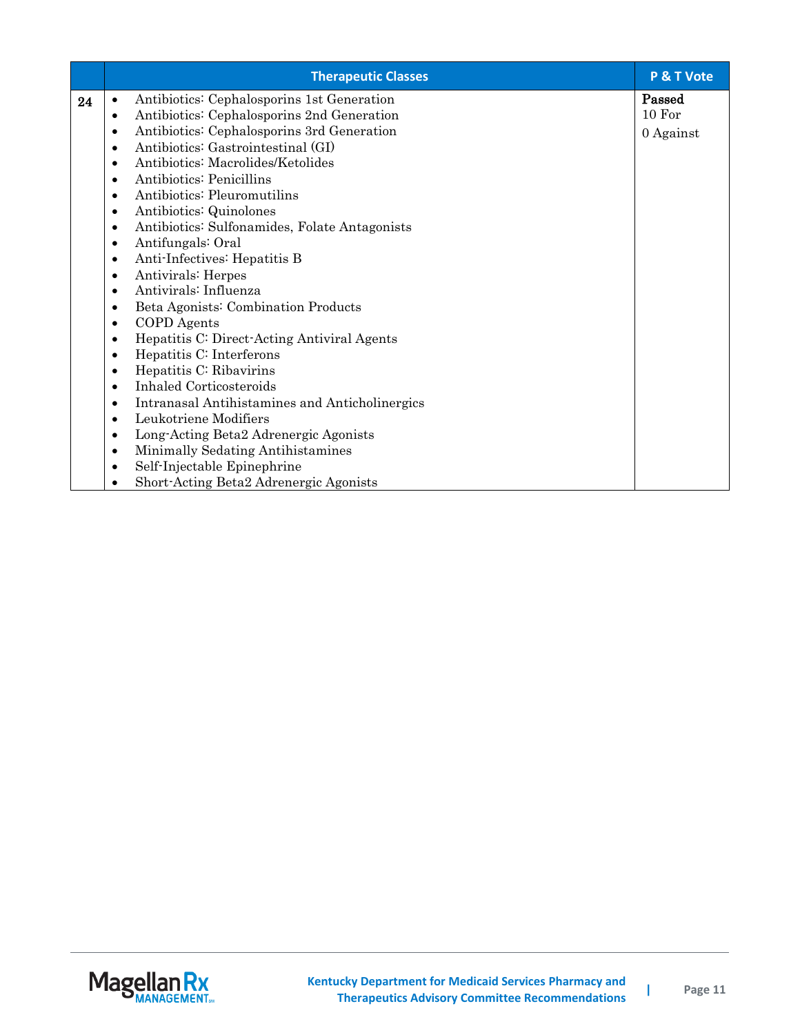| | Therapeutic Classes | P & T Vote |
|---|---|---|
| 24 | • Antibiotics: Cephalosporins 1st Generation<br>• Antibiotics: Cephalosporins 2nd Generation<br>• Antibiotics: Cephalosporins 3rd Generation<br>• Antibiotics: Gastrointestinal (GI)<br>• Antibiotics: Macrolides/Ketolides<br>• Antibiotics: Penicillins<br>• Antibiotics: Pleuromutilins<br>• Antibiotics: Quinolones<br>• Antibiotics: Sulfonamides, Folate Antagonists<br>• Antifungals: Oral<br>• Anti-Infectives: Hepatitis B<br>• Antivirals: Herpes<br>• Antivirals: Influenza<br>• Beta Agonists: Combination Products<br>• COPD Agents<br>• Hepatitis C: Direct-Acting Antiviral Agents<br>• Hepatitis C: Interferons<br>• Hepatitis C: Ribavirins<br>• Inhaled Corticosteroids<br>• Intranasal Antihistamines and Anticholinergics<br>• Leukotriene Modifiers<br>• Long-Acting Beta2 Adrenergic Agonists<br>• Minimally Sedating Antihistamines<br>• Self-Injectable Epinephrine<br>• Short-Acting Beta2 Adrenergic Agonists | **Passed**<br>10 For<br>0 Against |